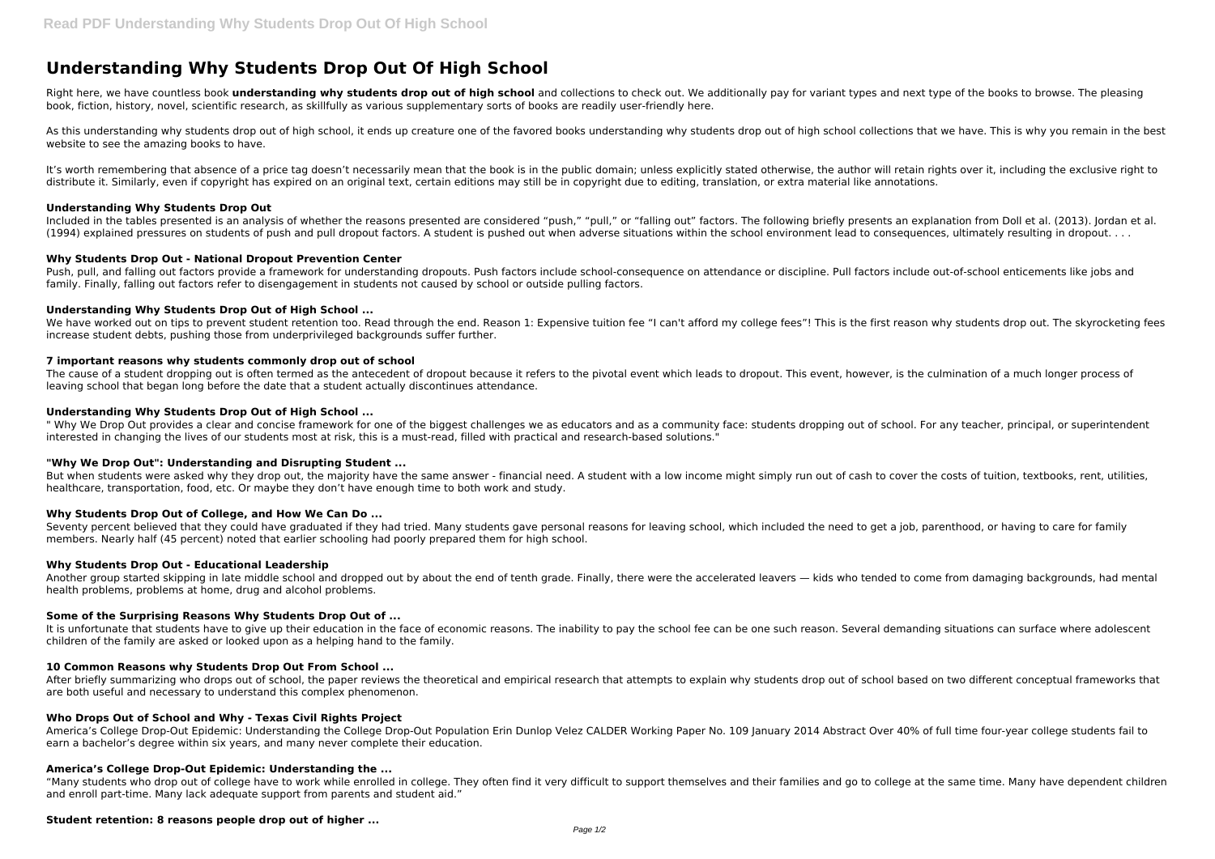# Understanding Why Students Drop Out Of High School

Right here, we have countless book **understanding why students drop out of high school** and collections to check out. We additionally pay for variant types and next type of the books to browse. The pleasing book, fiction, history, novel, scientific research, as skillfully as various supplementary sorts of books are readily user-friendly here.

As this understanding why students drop out of high school, it ends up creature one of the favored books understanding why students drop out of high school collections that we have. This is why you remain in the best website to see the amazing books to have.

It's worth remembering that absence of a price tag doesn't necessarily mean that the book is in the public domain; unless explicitly stated otherwise, the author will retain rights over it, including the exclusive right to distribute it. Similarly, even if copyright has expired on an original text, certain editions may still be in copyright due to editing, translation, or extra material like annotations.

### Understanding Why Students Drop Out

Included in the tables presented is an analysis of whether the reasons presented are considered "push," "pull," or "falling out" factors. The following briefly presents an explanation from Doll et al. (2013). Jordan et al. (1994) explained pressures on students of push and pull dropout factors. A student is pushed out when adverse situations within the school environment lead to consequences, ultimately resulting in dropout. . . .

### Why Students Drop Out - National Dropout Prevention Center

Push, pull, and falling out factors provide a framework for understanding dropouts. Push factors include school-consequence on attendance or discipline. Pull factors include out-of-school enticements like jobs and family. Finally, falling out factors refer to disengagement in students not caused by school or outside pulling factors.

### Understanding Why Students Drop Out of High School ...

We have worked out on tips to prevent student retention too. Read through the end. Reason 1: Expensive tuition fee "I can't afford my college fees"! This is the first reason why students drop out. The skyrocketing fees increase student debts, pushing those from underprivileged backgrounds suffer further.

### 7 important reasons why students commonly drop out of school

The cause of a student dropping out is often termed as the antecedent of dropout because it refers to the pivotal event which leads to dropout. This event, however, is the culmination of a much longer process of leaving school that began long before the date that a student actually discontinues attendance.

### Understanding Why Students Drop Out of High School ...

" Why We Drop Out provides a clear and concise framework for one of the biggest challenges we as educators and as a community face: students dropping out of school. For any teacher, principal, or superintendent interested in changing the lives of our students most at risk, this is a must-read, filled with practical and research-based solutions."

### "Why We Drop Out": Understanding and Disrupting Student ...

But when students were asked why they drop out, the majority have the same answer - financial need. A student with a low income might simply run out of cash to cover the costs of tuition, textbooks, rent, utilities, healthcare, transportation, food, etc. Or maybe they don't have enough time to both work and study.

### Why Students Drop Out of College, and How We Can Do ...

Seventy percent believed that they could have graduated if they had tried. Many students gave personal reasons for leaving school, which included the need to get a job, parenthood, or having to care for family members. Nearly half (45 percent) noted that earlier schooling had poorly prepared them for high school.

### Why Students Drop Out - Educational Leadership

Another group started skipping in late middle school and dropped out by about the end of tenth grade. Finally, there were the accelerated leavers — kids who tended to come from damaging backgrounds, had mental health problems, problems at home, drug and alcohol problems.

### Some of the Surprising Reasons Why Students Drop Out of ...

It is unfortunate that students have to give up their education in the face of economic reasons. The inability to pay the school fee can be one such reason. Several demanding situations can surface where adolescent children of the family are asked or looked upon as a helping hand to the family.

### 10 Common Reasons why Students Drop Out From School ...

After briefly summarizing who drops out of school, the paper reviews the theoretical and empirical research that attempts to explain why students drop out of school based on two different conceptual frameworks that are both useful and necessary to understand this complex phenomenon.

### Who Drops Out of School and Why - Texas Civil Rights Project

America's College Drop-Out Epidemic: Understanding the College Drop-Out Population Erin Dunlop Velez CALDER Working Paper No. 109 January 2014 Abstract Over 40% of full time four-year college students fail to earn a bachelor's degree within six years, and many never complete their education.

### America's College Drop-Out Epidemic: Understanding the ...

"Many students who drop out of college have to work while enrolled in college. They often find it very difficult to support themselves and their families and go to college at the same time. Many have dependent children and enroll part-time. Many lack adequate support from parents and student aid."

### Student retention: 8 reasons people drop out of higher ...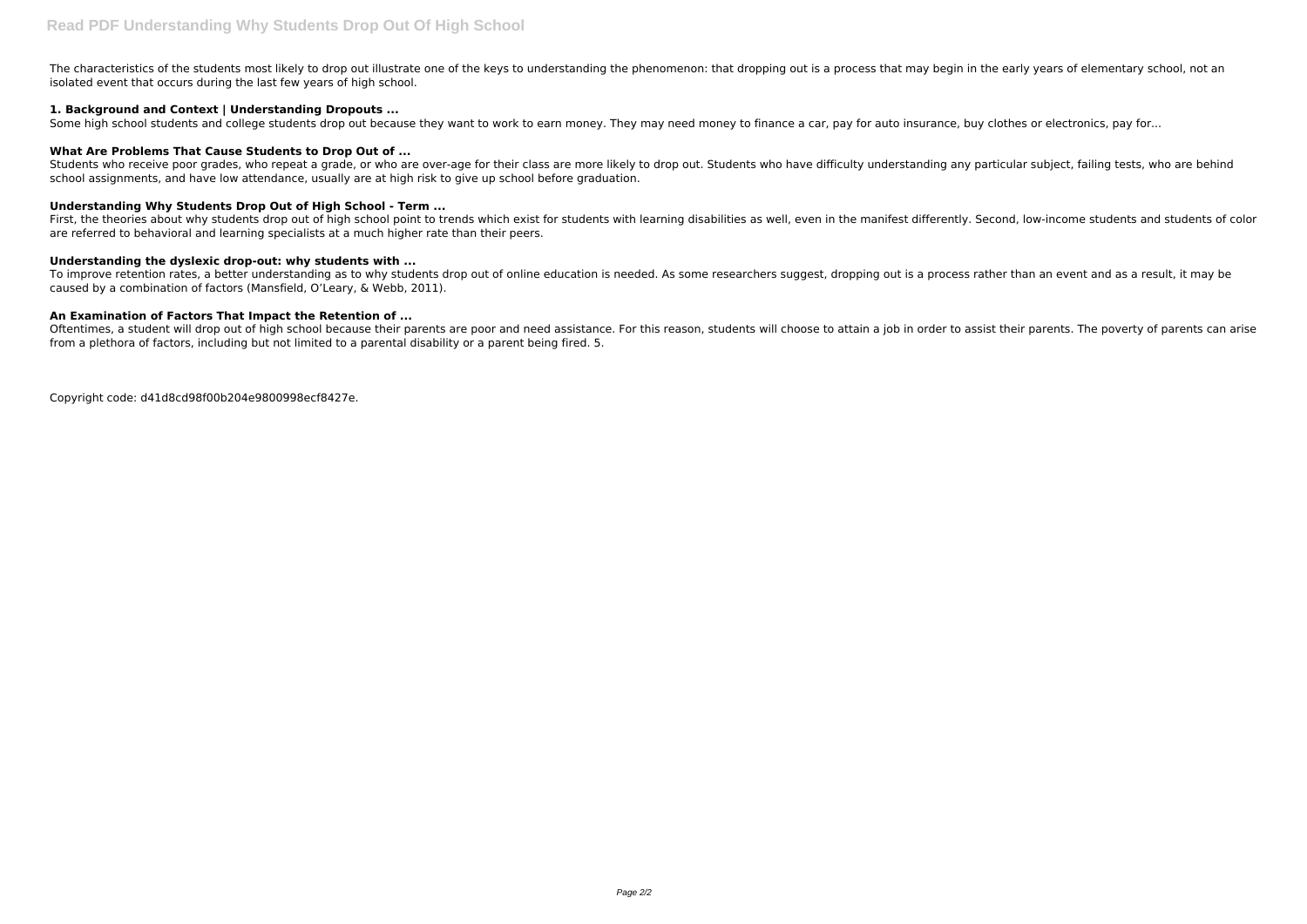The characteristics of the students most likely to drop out illustrate one of the keys to understanding the phenomenon: that dropping out is a process that may begin in the early years of elementary school, not an isolated event that occurs during the last few years of high school.

### 1. Background and Context | Understanding Dropouts ...

Some high school students and college students drop out because they want to work to earn money. They may need money to finance a car, pay for auto insurance, buy clothes or electronics, pay for...

### What Are Problems That Cause Students to Drop Out of ...

Students who receive poor grades, who repeat a grade, or who are over-age for their class are more likely to drop out. Students who have difficulty understanding any particular subject, failing tests, who are behind school assignments, and have low attendance, usually are at high risk to give up school before graduation.

### Understanding Why Students Drop Out of High School - Term ...

First, the theories about why students drop out of high school point to trends which exist for students with learning disabilities as well, even in the manifest differently. Second, low-income students and students of color are referred to behavioral and learning specialists at a much higher rate than their peers.

### Understanding the dyslexic drop-out: why students with ...

To improve retention rates, a better understanding as to why students drop out of online education is needed. As some researchers suggest, dropping out is a process rather than an event and as a result, it may be caused by a combination of factors (Mansfield, O'Leary, & Webb, 2011).

### An Examination of Factors That Impact the Retention of ...

Oftentimes, a student will drop out of high school because their parents are poor and need assistance. For this reason, students will choose to attain a job in order to assist their parents. The poverty of parents can arise from a plethora of factors, including but not limited to a parental disability or a parent being fired. 5.

Copyright code: d41d8cd98f00b204e9800998ecf8427e.